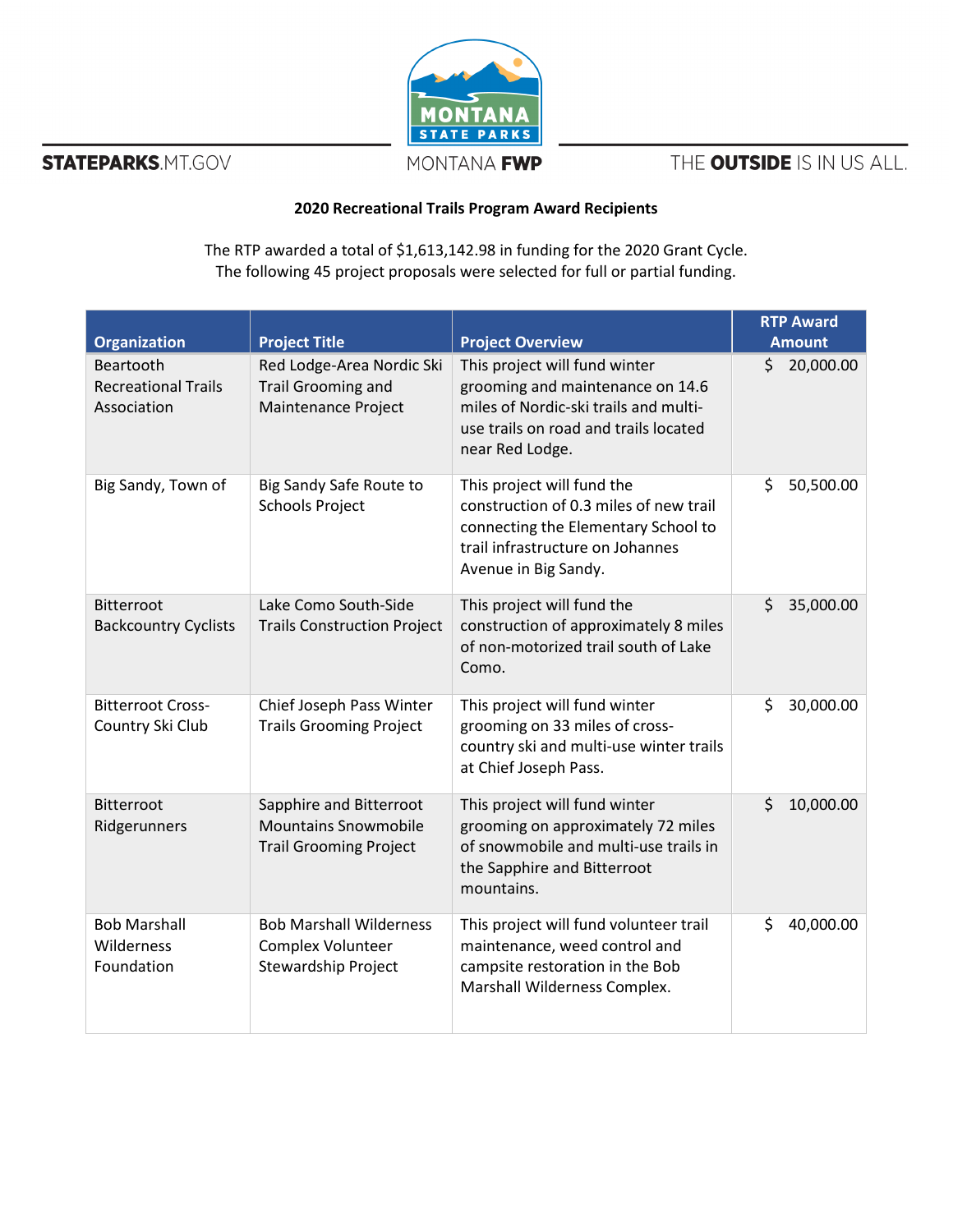**2020 Recreational Trails Program Award Recipients**

The RTP awarded a total of $1,613,142.98 in funding for the 2020 Grant Cycle.
The following 45 project proposals were selected for full or partial funding.

| Organization | Project Title | Project Overview | RTP Award Amount |
|---|---|---|---|
| Beartooth Recreational Trails Association | Red Lodge-Area Nordic Ski Trail Grooming and Maintenance Project | This project will fund winter grooming and maintenance on 14.6 miles of Nordic-ski trails and multi-use trails on road and trails located near Red Lodge. | $ 20,000.00 |
| Big Sandy, Town of | Big Sandy Safe Route to Schools Project | This project will fund the construction of 0.3 miles of new trail connecting the Elementary School to trail infrastructure on Johannes Avenue in Big Sandy. | $ 50,500.00 |
| Bitterroot Backcountry Cyclists | Lake Como South-Side Trails Construction Project | This project will fund the construction of approximately 8 miles of non-motorized trail south of Lake Como. | $ 35,000.00 |
| Bitterroot Cross-Country Ski Club | Chief Joseph Pass Winter Trails Grooming Project | This project will fund winter grooming on 33 miles of cross-country ski and multi-use winter trails at Chief Joseph Pass. | $ 30,000.00 |
| Bitterroot Ridgerunners | Sapphire and Bitterroot Mountains Snowmobile Trail Grooming Project | This project will fund winter grooming on approximately 72 miles of snowmobile and multi-use trails in the Sapphire and Bitterroot mountains. | $ 10,000.00 |
| Bob Marshall Wilderness Foundation | Bob Marshall Wilderness Complex Volunteer Stewardship Project | This project will fund volunteer trail maintenance, weed control and campsite restoration in the Bob Marshall Wilderness Complex. | $ 40,000.00 |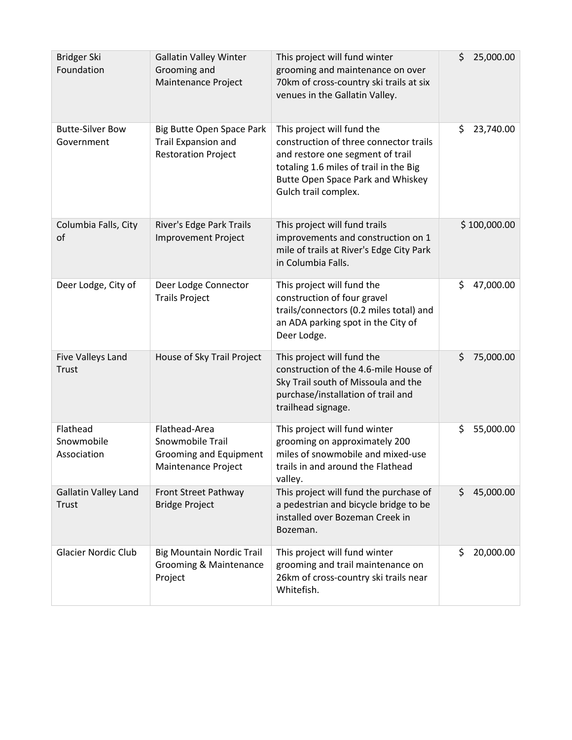| Bridger Ski Foundation | Gallatin Valley Winter Grooming and Maintenance Project | This project will fund winter grooming and maintenance on over 70km of cross-country ski trails at six venues in the Gallatin Valley. | $ 25,000.00 |
|---|---|---|---|
| Butte-Silver Bow Government | Big Butte Open Space Park Trail Expansion and Restoration Project | This project will fund the construction of three connector trails and restore one segment of trail totaling 1.6 miles of trail in the Big Butte Open Space Park and Whiskey Gulch trail complex. | $ 23,740.00 |
| Columbia Falls, City of | River's Edge Park Trails Improvement Project | This project will fund trails improvements and construction on 1 mile of trails at River's Edge City Park in Columbia Falls. | $ 100,000.00 |
| Deer Lodge, City of | Deer Lodge Connector Trails Project | This project will fund the construction of four gravel trails/connectors (0.2 miles total) and an ADA parking spot in the City of Deer Lodge. | $ 47,000.00 |
| Five Valleys Land Trust | House of Sky Trail Project | This project will fund the construction of the 4.6-mile House of Sky Trail south of Missoula and the purchase/installation of trail and trailhead signage. | $ 75,000.00 |
| Flathead Snowmobile Association | Flathead-Area Snowmobile Trail Grooming and Equipment Maintenance Project | This project will fund winter grooming on approximately 200 miles of snowmobile and mixed-use trails in and around the Flathead valley. | $ 55,000.00 |
| Gallatin Valley Land Trust | Front Street Pathway Bridge Project | This project will fund the purchase of a pedestrian and bicycle bridge to be installed over Bozeman Creek in Bozeman. | $ 45,000.00 |
| Glacier Nordic Club | Big Mountain Nordic Trail Grooming & Maintenance Project | This project will fund winter grooming and trail maintenance on 26km of cross-country ski trails near Whitefish. | $ 20,000.00 |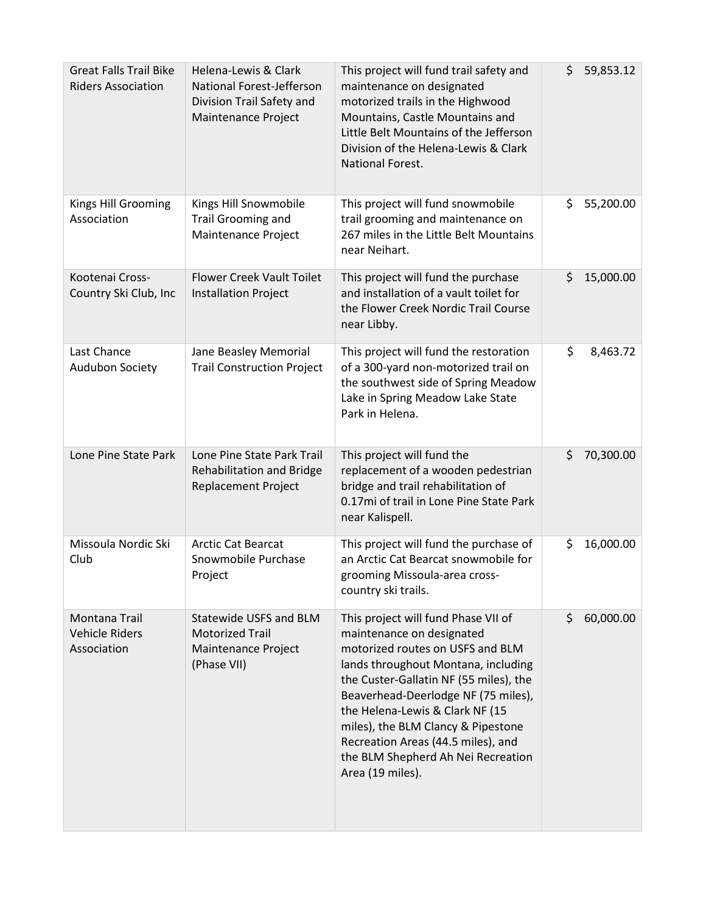| | | | |
|---|---|---|---|
| Great Falls Trail Bike Riders Association | Helena-Lewis & Clark National Forest-Jefferson Division Trail Safety and Maintenance Project | This project will fund trail safety and maintenance on designated motorized trails in the Highwood Mountains, Castle Mountains and Little Belt Mountains of the Jefferson Division of the Helena-Lewis & Clark National Forest. | $ 59,853.12 |
| Kings Hill Grooming Association | Kings Hill Snowmobile Trail Grooming and Maintenance Project | This project will fund snowmobile trail grooming and maintenance on 267 miles in the Little Belt Mountains near Neihart. | $ 55,200.00 |
| Kootenai Cross-Country Ski Club, Inc | Flower Creek Vault Toilet Installation Project | This project will fund the purchase and installation of a vault toilet for the Flower Creek Nordic Trail Course near Libby. | $ 15,000.00 |
| Last Chance Audubon Society | Jane Beasley Memorial Trail Construction Project | This project will fund the restoration of a 300-yard non-motorized trail on the southwest side of Spring Meadow Lake in Spring Meadow Lake State Park in Helena. | $ 8,463.72 |
| Lone Pine State Park | Lone Pine State Park Trail Rehabilitation and Bridge Replacement Project | This project will fund the replacement of a wooden pedestrian bridge and trail rehabilitation of 0.17mi of trail in Lone Pine State Park near Kalispell. | $ 70,300.00 |
| Missoula Nordic Ski Club | Arctic Cat Bearcat Snowmobile Purchase Project | This project will fund the purchase of an Arctic Cat Bearcat snowmobile for grooming Missoula-area cross-country ski trails. | $ 16,000.00 |
| Montana Trail Vehicle Riders Association | Statewide USFS and BLM Motorized Trail Maintenance Project (Phase VII) | This project will fund Phase VII of maintenance on designated motorized routes on USFS and BLM lands throughout Montana, including the Custer-Gallatin NF (55 miles), the Beaverhead-Deerlodge NF (75 miles), the Helena-Lewis & Clark NF (15 miles), the BLM Clancy & Pipestone Recreation Areas (44.5 miles), and the BLM Shepherd Ah Nei Recreation Area (19 miles). | $ 60,000.00 |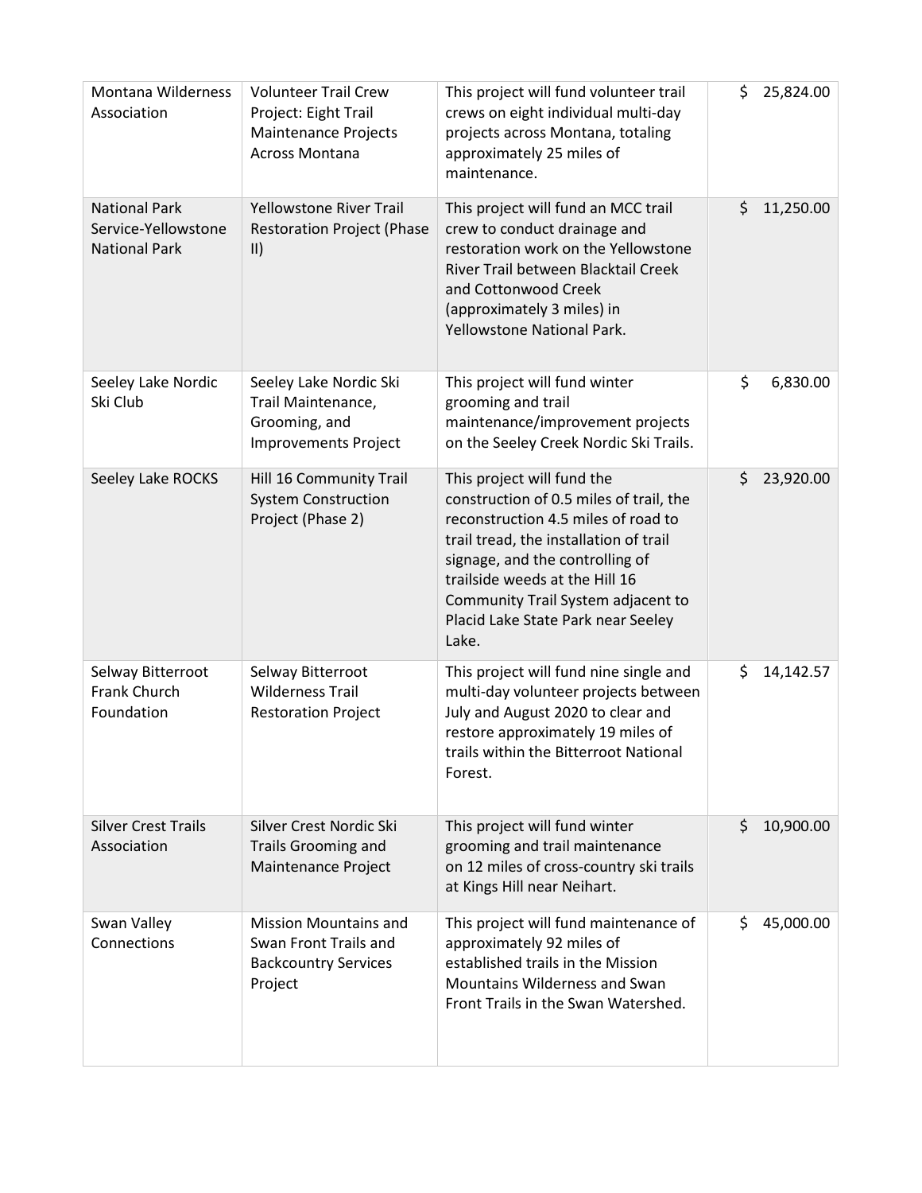| | | | |
|---|---|---|---|
| Montana Wilderness Association | Volunteer Trail Crew Project: Eight Trail Maintenance Projects Across Montana | This project will fund volunteer trail crews on eight individual multi-day projects across Montana, totaling approximately 25 miles of maintenance. | $ 25,824.00 |
| National Park Service-Yellowstone National Park | Yellowstone River Trail Restoration Project (Phase II) | This project will fund an MCC trail crew to conduct drainage and restoration work on the Yellowstone River Trail between Blacktail Creek and Cottonwood Creek (approximately 3 miles) in Yellowstone National Park. | $ 11,250.00 |
| Seeley Lake Nordic Ski Club | Seeley Lake Nordic Ski Trail Maintenance, Grooming, and Improvements Project | This project will fund winter grooming and trail maintenance/improvement projects on the Seeley Creek Nordic Ski Trails. | $ 6,830.00 |
| Seeley Lake ROCKS | Hill 16 Community Trail System Construction Project (Phase 2) | This project will fund the construction of 0.5 miles of trail, the reconstruction 4.5 miles of road to trail tread, the installation of trail signage, and the controlling of trailside weeds at the Hill 16 Community Trail System adjacent to Placid Lake State Park near Seeley Lake. | $ 23,920.00 |
| Selway Bitterroot Frank Church Foundation | Selway Bitterroot Wilderness Trail Restoration Project | This project will fund nine single and multi-day volunteer projects between July and August 2020 to clear and restore approximately 19 miles of trails within the Bitterroot National Forest. | $ 14,142.57 |
| Silver Crest Trails Association | Silver Crest Nordic Ski Trails Grooming and Maintenance Project | This project will fund winter grooming and trail maintenance on 12 miles of cross-country ski trails at Kings Hill near Neihart. | $ 10,900.00 |
| Swan Valley Connections | Mission Mountains and Swan Front Trails and Backcountry Services Project | This project will fund maintenance of approximately 92 miles of established trails in the Mission Mountains Wilderness and Swan Front Trails in the Swan Watershed. | $ 45,000.00 |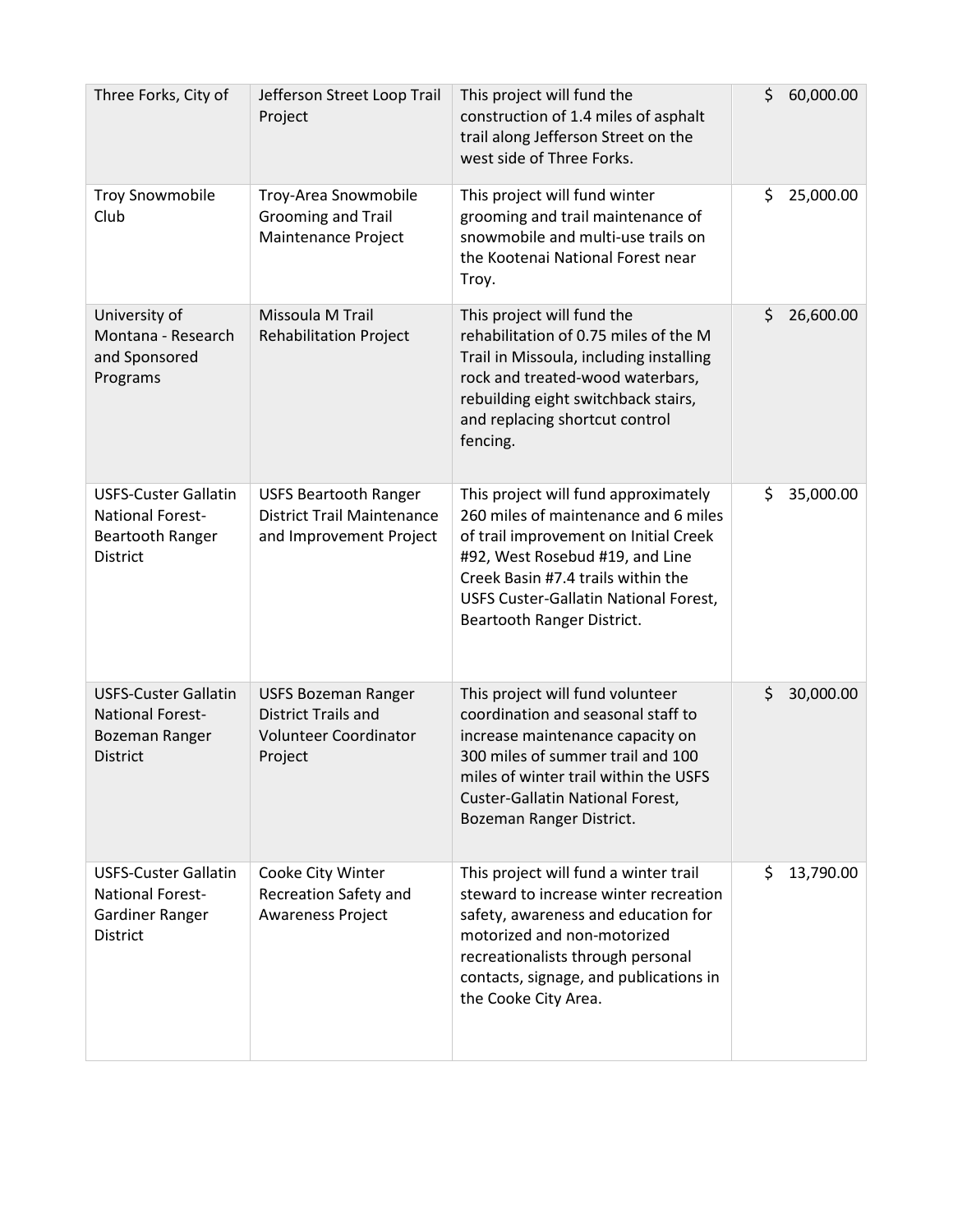| | | | |
|---|---|---|---|
| Three Forks, City of | Jefferson Street Loop Trail Project | This project will fund the construction of 1.4 miles of asphalt trail along Jefferson Street on the west side of Three Forks. | $ 60,000.00 |
| Troy Snowmobile Club | Troy-Area Snowmobile Grooming and Trail Maintenance Project | This project will fund winter grooming and trail maintenance of snowmobile and multi-use trails on the Kootenai National Forest near Troy. | $ 25,000.00 |
| University of Montana - Research and Sponsored Programs | Missoula M Trail Rehabilitation Project | This project will fund the rehabilitation of 0.75 miles of the M Trail in Missoula, including installing rock and treated-wood waterbars, rebuilding eight switchback stairs, and replacing shortcut control fencing. | $ 26,600.00 |
| USFS-Custer Gallatin National Forest-Beartooth Ranger District | USFS Beartooth Ranger District Trail Maintenance and Improvement Project | This project will fund approximately 260 miles of maintenance and 6 miles of trail improvement on Initial Creek #92, West Rosebud #19, and Line Creek Basin #7.4 trails within the USFS Custer-Gallatin National Forest, Beartooth Ranger District. | $ 35,000.00 |
| USFS-Custer Gallatin National Forest-Bozeman Ranger District | USFS Bozeman Ranger District Trails and Volunteer Coordinator Project | This project will fund volunteer coordination and seasonal staff to increase maintenance capacity on 300 miles of summer trail and 100 miles of winter trail within the USFS Custer-Gallatin National Forest, Bozeman Ranger District. | $ 30,000.00 |
| USFS-Custer Gallatin National Forest-Gardiner Ranger District | Cooke City Winter Recreation Safety and Awareness Project | This project will fund a winter trail steward to increase winter recreation safety, awareness and education for motorized and non-motorized recreationalists through personal contacts, signage, and publications in the Cooke City Area. | $ 13,790.00 |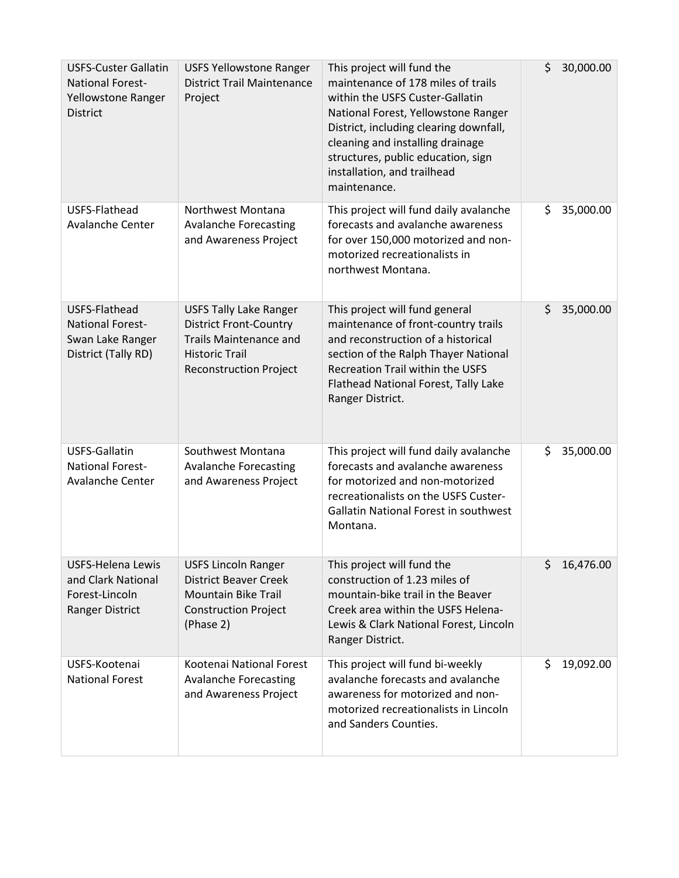| | | | |
|---|---|---|---|
| USFS-Custer Gallatin National Forest-Yellowstone Ranger District | USFS Yellowstone Ranger District Trail Maintenance Project | This project will fund the maintenance of 178 miles of trails within the USFS Custer-Gallatin National Forest, Yellowstone Ranger District, including clearing downfall, cleaning and installing drainage structures, public education, sign installation, and trailhead maintenance. | $ 30,000.00 |
| USFS-Flathead Avalanche Center | Northwest Montana Avalanche Forecasting and Awareness Project | This project will fund daily avalanche forecasts and avalanche awareness for over 150,000 motorized and non-motorized recreationalists in northwest Montana. | $ 35,000.00 |
| USFS-Flathead National Forest-Swan Lake Ranger District (Tally RD) | USFS Tally Lake Ranger District Front-Country Trails Maintenance and Historic Trail Reconstruction Project | This project will fund general maintenance of front-country trails and reconstruction of a historical section of the Ralph Thayer National Recreation Trail within the USFS Flathead National Forest, Tally Lake Ranger District. | $ 35,000.00 |
| USFS-Gallatin National Forest-Avalanche Center | Southwest Montana Avalanche Forecasting and Awareness Project | This project will fund daily avalanche forecasts and avalanche awareness for motorized and non-motorized recreationalists on the USFS Custer-Gallatin National Forest in southwest Montana. | $ 35,000.00 |
| USFS-Helena Lewis and Clark National Forest-Lincoln Ranger District | USFS Lincoln Ranger District Beaver Creek Mountain Bike Trail Construction Project (Phase 2) | This project will fund the construction of 1.23 miles of mountain-bike trail in the Beaver Creek area within the USFS Helena-Lewis & Clark National Forest, Lincoln Ranger District. | $ 16,476.00 |
| USFS-Kootenai National Forest | Kootenai National Forest Avalanche Forecasting and Awareness Project | This project will fund bi-weekly avalanche forecasts and avalanche awareness for motorized and non-motorized recreationalists in Lincoln and Sanders Counties. | $ 19,092.00 |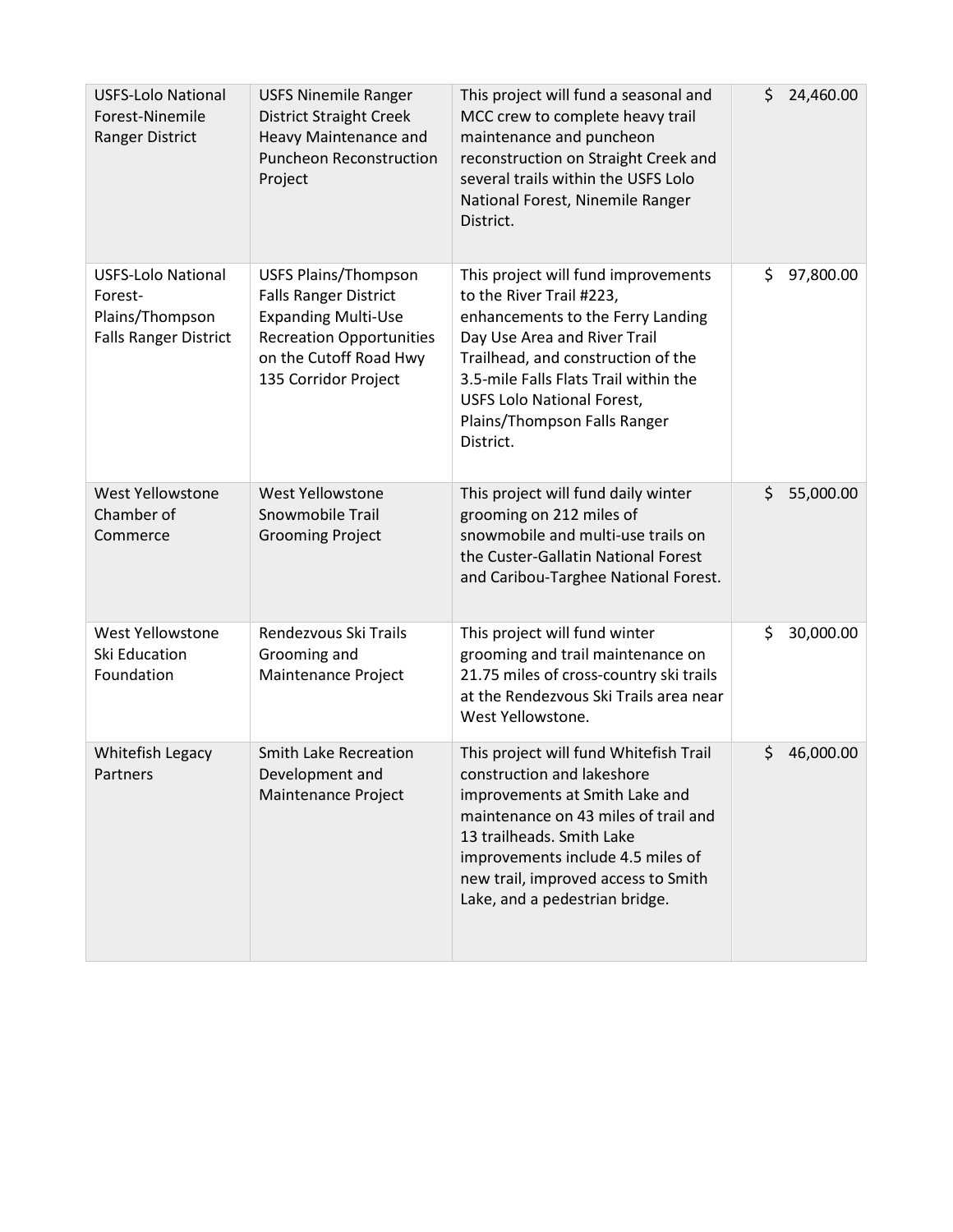| | | | |
|---|---|---|---|
| USFS-Lolo National Forest-Ninemile Ranger District | USFS Ninemile Ranger District Straight Creek Heavy Maintenance and Puncheon Reconstruction Project | This project will fund a seasonal and MCC crew to complete heavy trail maintenance and puncheon reconstruction on Straight Creek and several trails within the USFS Lolo National Forest, Ninemile Ranger District. | $ 24,460.00 |
| USFS-Lolo National Forest-Plains/Thompson Falls Ranger District | USFS Plains/Thompson Falls Ranger District Expanding Multi-Use Recreation Opportunities on the Cutoff Road Hwy 135 Corridor Project | This project will fund improvements to the River Trail #223, enhancements to the Ferry Landing Day Use Area and River Trail Trailhead, and construction of the 3.5-mile Falls Flats Trail within the USFS Lolo National Forest, Plains/Thompson Falls Ranger District. | $ 97,800.00 |
| West Yellowstone Chamber of Commerce | West Yellowstone Snowmobile Trail Grooming Project | This project will fund daily winter grooming on 212 miles of snowmobile and multi-use trails on the Custer-Gallatin National Forest and Caribou-Targhee National Forest. | $ 55,000.00 |
| West Yellowstone Ski Education Foundation | Rendezvous Ski Trails Grooming and Maintenance Project | This project will fund winter grooming and trail maintenance on 21.75 miles of cross-country ski trails at the Rendezvous Ski Trails area near West Yellowstone. | $ 30,000.00 |
| Whitefish Legacy Partners | Smith Lake Recreation Development and Maintenance Project | This project will fund Whitefish Trail construction and lakeshore improvements at Smith Lake and maintenance on 43 miles of trail and 13 trailheads. Smith Lake improvements include 4.5 miles of new trail, improved access to Smith Lake, and a pedestrian bridge. | $ 46,000.00 |